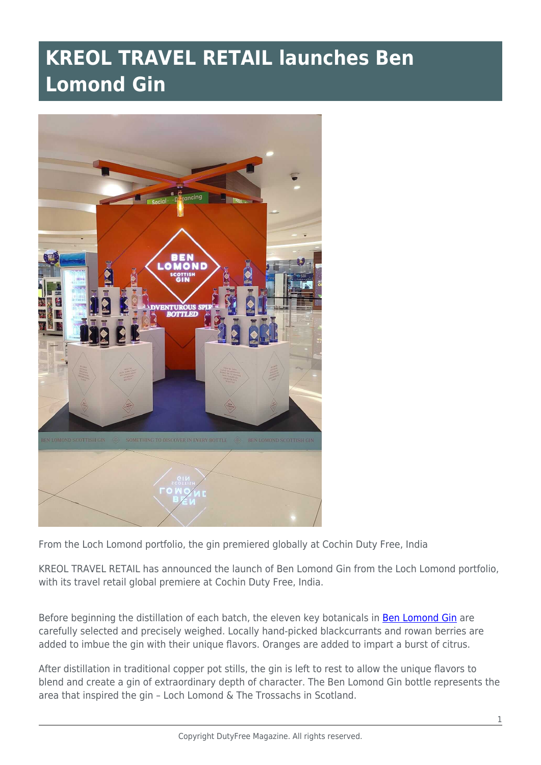# KREOL TRAVEL RETAIL launches Ben Lomond Gin

From the Loch Lomond portfolio, the gin premiered globally at Cochin Duty Free, India

KREOL TRAVEL RETAIL has announced the launch of Ben Lomond Gin from the Loch Lomond portfolio, with its travel retail global premiere at Cochin Duty Free, India.

Before beginning the distillation of each batch, the eleven key botanicals in Ben Lomond Gin are carefully selected and precisely weighed. Locally hand-picked blackcurrants and rowan berries are added to imbue the gin with their unique flavors. Oranges are added to impart a burst of citrus.

After distillation in traditional copper pot stills, the gin is left to rest to allow the unique flavors to blend and create a gin of extraordinary depth of character. The Ben Lomond Gin bottle represents the area that inspired the gin – Loch Lomond & The Trossachs in Scotland.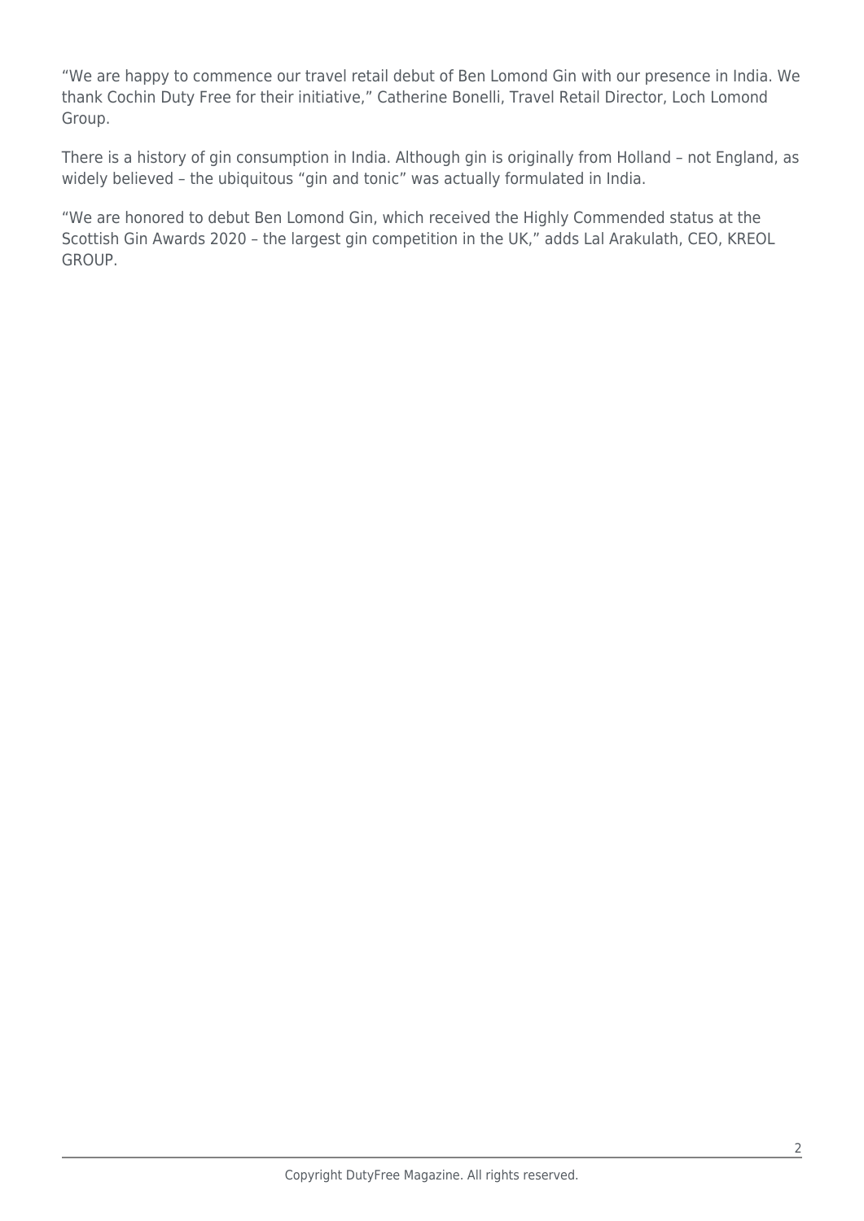"We are happy to commence our travel retail debut of Ben Lomond Gin with our presence in India. We thank Cochin Duty Free for their initiative," Catherine Bonelli, Travel Retail Director, Loch Lomond Group.

There is a history of gin consumption in India. Although gin is originally from Holland – not England, as widely believed – the ubiquitous "gin and tonic" was actually formulated in India.

"We are honored to debut Ben Lomond Gin, which received the Highly Commended status at the Scottish Gin Awards 2020 – the largest gin competition in the UK," adds Lal Arakulath, CEO, KREOL GROUP.